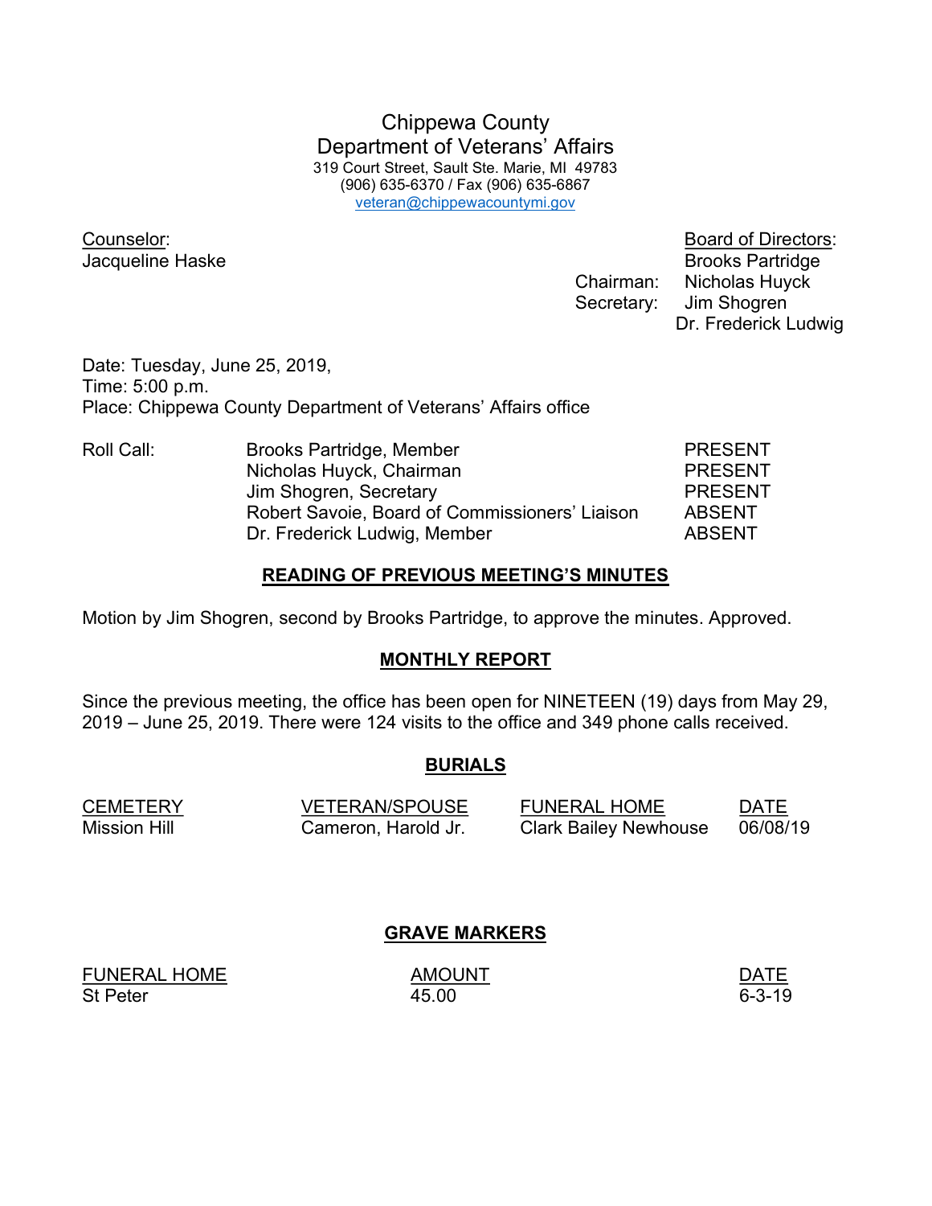# Chippewa County
## Department of Veterans' Affairs

319 Court Street, Sault Ste. Marie, MI 49783
(906) 635-6370 / Fax (906) 635-6867
veteran@chippewacountymi.gov

Counselor:
Jacqueline Haske

Board of Directors:
Brooks Partridge
Chairman: Nicholas Huyck
Secretary: Jim Shogren
Dr. Frederick Ludwig

Date: Tuesday, June 25, 2019,
Time: 5:00 p.m.
Place: Chippewa County Department of Veterans' Affairs office

| Roll Call: | | |
|---|---|---|
| | Brooks Partridge, Member | PRESENT |
| | Nicholas Huyck, Chairman | PRESENT |
| | Jim Shogren, Secretary | PRESENT |
| | Robert Savoie, Board of Commissioners' Liaison | ABSENT |
| | Dr. Frederick Ludwig, Member | ABSENT |

### READING OF PREVIOUS MEETING'S MINUTES

Motion by Jim Shogren, second by Brooks Partridge, to approve the minutes. Approved.

### MONTHLY REPORT

Since the previous meeting, the office has been open for NINETEEN (19) days from May 29, 2019 – June 25, 2019. There were 124 visits to the office and 349 phone calls received.

### BURIALS

| CEMETERY | VETERAN/SPOUSE | FUNERAL HOME | DATE |
|---|---|---|---|
| Mission Hill | Cameron, Harold Jr. | Clark Bailey Newhouse | 06/08/19 |

### GRAVE MARKERS

| FUNERAL HOME | AMOUNT | DATE |
|---|---|---|
| St Peter | 45.00 | 6-3-19 |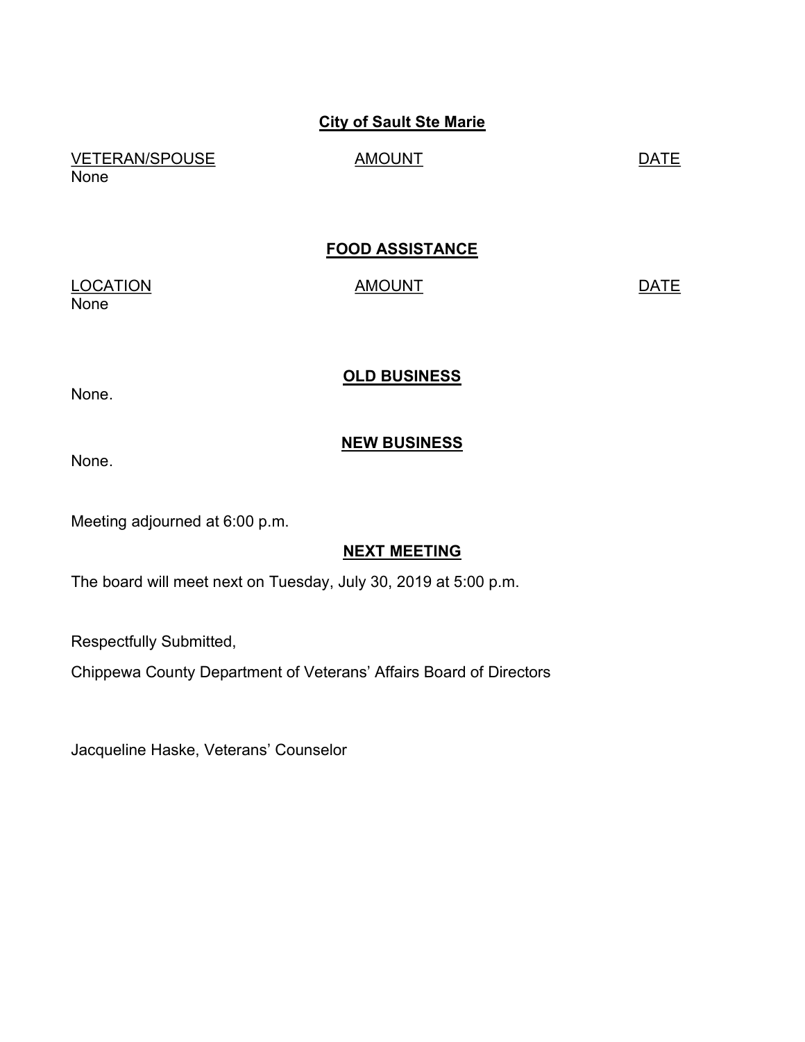## City of Sault Ste Marie

| VETERAN/SPOUSE | AMOUNT | DATE |
| --- | --- | --- |
| None | | |

## FOOD ASSISTANCE

| LOCATION | AMOUNT | DATE |
| --- | --- | --- |
| None | | |

## OLD BUSINESS

None.

## NEW BUSINESS

None.

Meeting adjourned at 6:00 p.m.

## NEXT MEETING

The board will meet next on Tuesday, July 30, 2019 at 5:00 p.m.

Respectfully Submitted,

Chippewa County Department of Veterans' Affairs Board of Directors

Jacqueline Haske, Veterans' Counselor